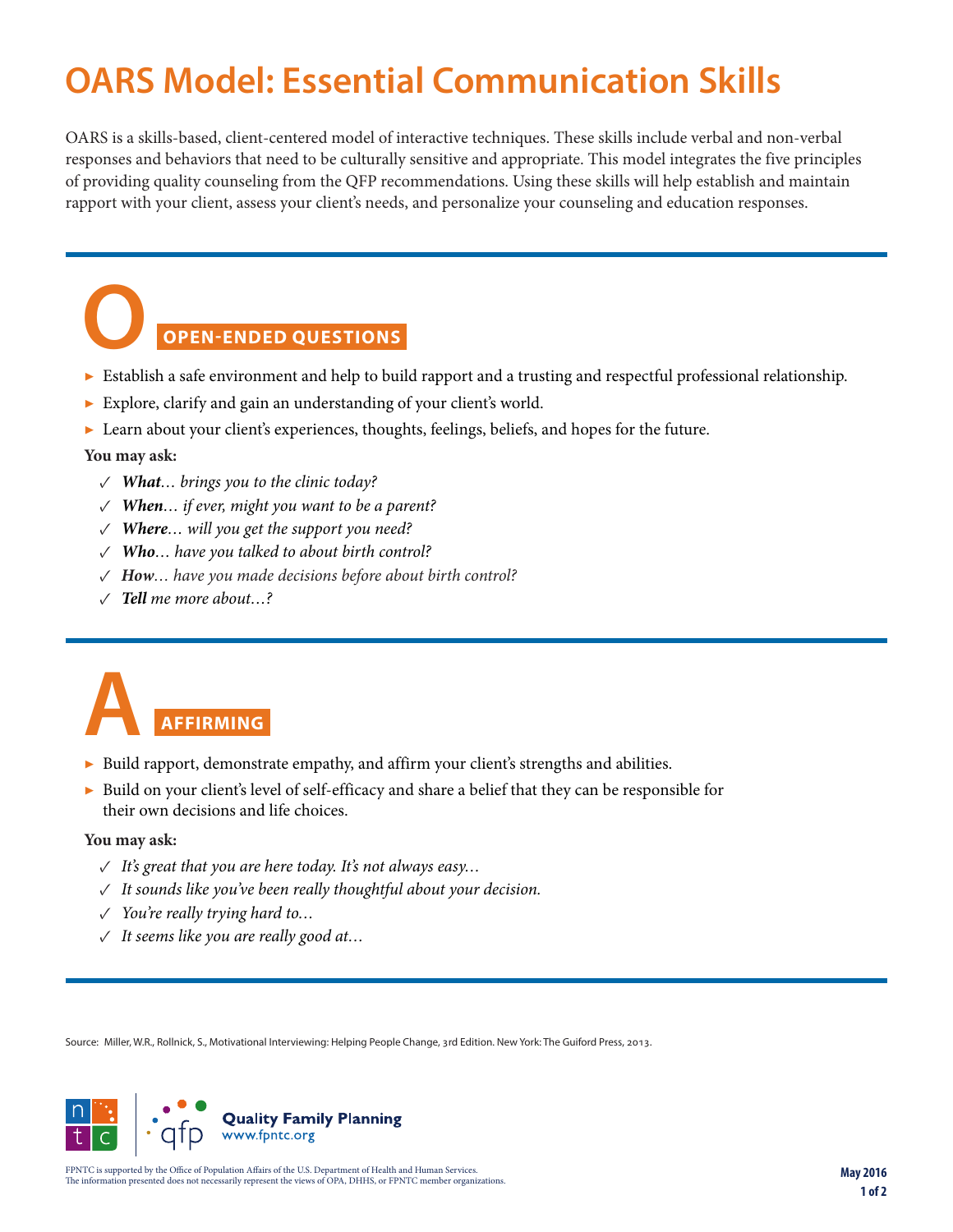# OARS Model: Essential Communication Skills

OARS is a skills-based, client-centered model of interactive techniques. These skills include verbal and non-verbal responses and behaviors that need to be culturally sensitive and appropriate. This model integrates the five principles of providing quality counseling from the QFP recommendations. Using these skills will help establish and maintain rapport with your client, assess your client's needs, and personalize your counseling and education responses.

## O — OPEN-ENDED QUESTIONS

- Establish a safe environment and help to build rapport and a trusting and respectful professional relationship.
- Explore, clarify and gain an understanding of your client's world.
- Learn about your client's experiences, thoughts, feelings, beliefs, and hopes for the future.

**You may ask:**

- ✓ ***What**… brings you to the clinic today?*
- ✓ ***When**… if ever, might you want to be a parent?*
- ✓ ***Where**… will you get the support you need?*
- ✓ ***Who**… have you talked to about birth control?*
- ✓ ***How**… have you made decisions before about birth control?*
- ✓ ***Tell** me more about…?*

## A — AFFIRMING

- Build rapport, demonstrate empathy, and affirm your client's strengths and abilities.
- Build on your client's level of self-efficacy and share a belief that they can be responsible for their own decisions and life choices.

**You may ask:**

- ✓ *It's great that you are here today. It's not always easy…*
- ✓ *It sounds like you've been really thoughtful about your decision.*
- ✓ *You're really trying hard to…*
- ✓ *It seems like you are really good at…*

Source: Miller, W.R., Rollnick, S., Motivational Interviewing: Helping People Change, 3rd Edition. New York: The Guiford Press, 2013.

Quality Family Planning
www.fpntc.org

FPNTC is supported by the Office of Population Affairs of the U.S. Department of Health and Human Services.
The information presented does not necessarily represent the views of OPA, DHHS, or FPNTC member organizations.

May 2016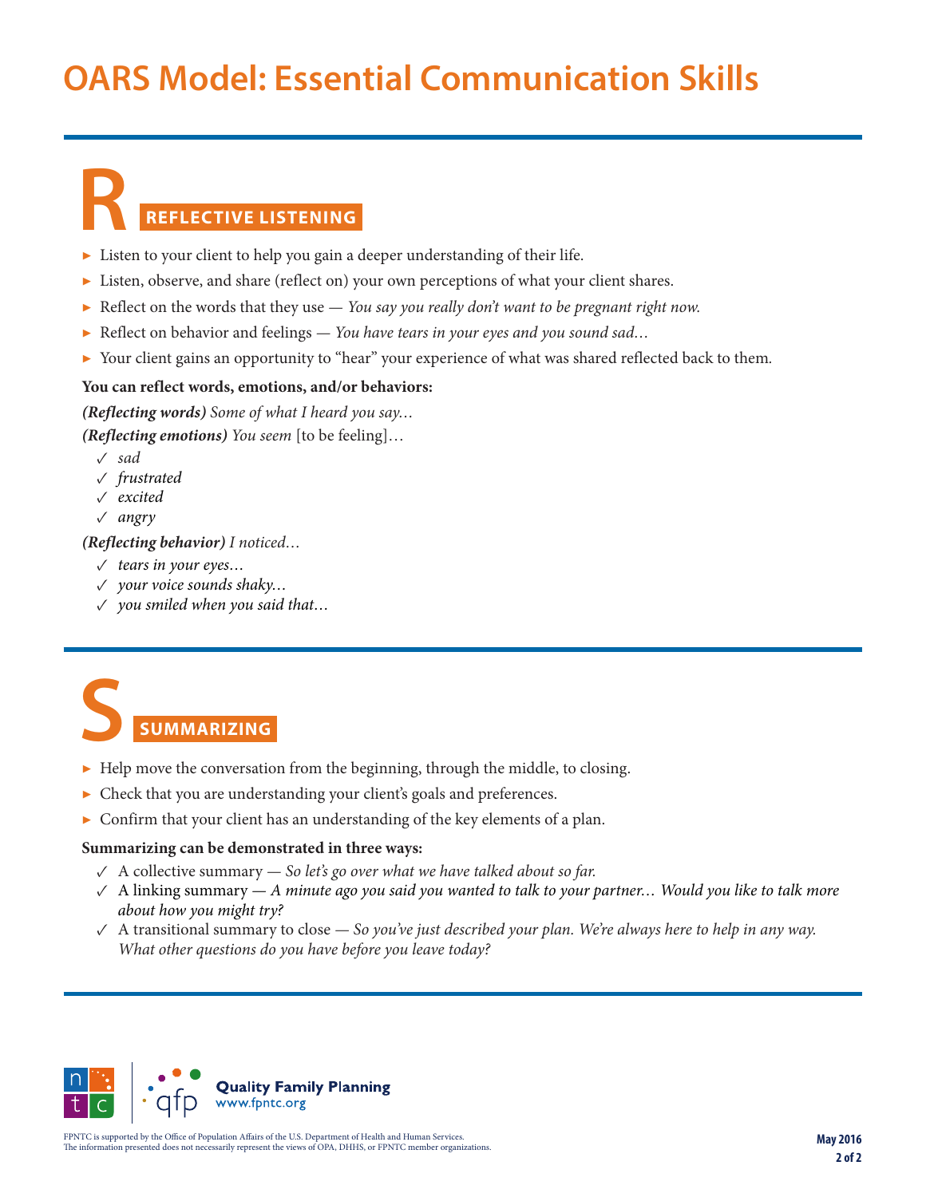# OARS Model: Essential Communication Skills

## R REFLECTIVE LISTENING

- Listen to your client to help you gain a deeper understanding of their life.
- Listen, observe, and share (reflect on) your own perceptions of what your client shares.
- Reflect on the words that they use — *You say you really don't want to be pregnant right now.*
- Reflect on behavior and feelings — *You have tears in your eyes and you sound sad…*
- Your client gains an opportunity to "hear" your experience of what was shared reflected back to them.

**You can reflect words, emotions, and/or behaviors:**

***(Reflecting words)*** *Some of what I heard you say…*

***(Reflecting emotions)*** *You seem* [to be feeling]…

- ✓ *sad*
- ✓ *frustrated*
- ✓ *excited*
- ✓ *angry*

***(Reflecting behavior)*** *I noticed…*

- ✓ *tears in your eyes…*
- ✓ *your voice sounds shaky…*
- ✓ *you smiled when you said that…*

## S SUMMARIZING

- Help move the conversation from the beginning, through the middle, to closing.
- Check that you are understanding your client's goals and preferences.
- Confirm that your client has an understanding of the key elements of a plan.

**Summarizing can be demonstrated in three ways:**

- ✓ A collective summary — *So let's go over what we have talked about so far.*
- ✓ A linking summary — *A minute ago you said you wanted to talk to your partner… Would you like to talk more about how you might try?*
- ✓ A transitional summary to close — *So you've just described your plan. We're always here to help in any way. What other questions do you have before you leave today?*

Quality Family Planning
www.fpntc.org

FPNTC is supported by the Office of Population Affairs of the U.S. Department of Health and Human Services.
The information presented does not necessarily represent the views of OPA, DHHS, or FPNTC member organizations.

May 2016